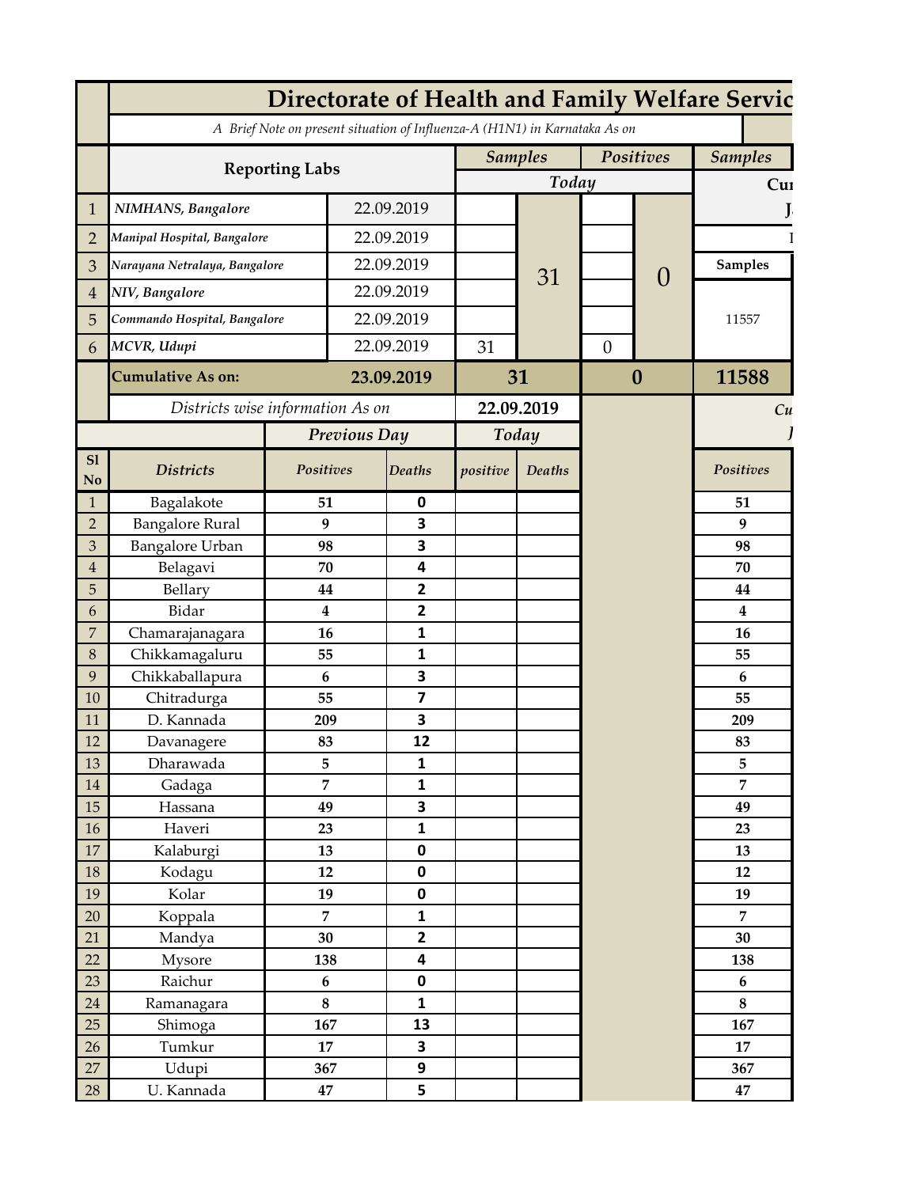# Directorate of Health and Family Welfare Servic

*A Brief Note on present situation of Influenza-A (H1N1) in Karnataka As on*

| | Reporting Labs | | Samples | | Positives | | Samples |
|---|---|---|---|---|---|---|---|
| | | | Today | | | | Cur |
| 1 | *NIMHANS, Bangalore* | 22.09.2019 | | 31 | | 0 | J |
| 2 | *Manipal Hospital, Bangalore* | 22.09.2019 | | | | | I |
| 3 | *Narayana Netralaya, Bangalore* | 22.09.2019 | | | | | Samples |
| 4 | *NIV, Bangalore* | 22.09.2019 | | | | | 11557 |
| 5 | *Commando Hospital, Bangalore* | 22.09.2019 | | | | | |
| 6 | *MCVR, Udupi* | 22.09.2019 | 31 | | 0 | | |
| | **Cumulative As on:** | **23.09.2019** | **31** | | **0** | | **11588** |

| Sl No | *Districts* | *Previous Day* | | *Today* | | *Cu* |
|---|---|---|---|---|---|---|
| | | *Positives* | *Deaths* | *positive* | *Deaths* | *Positives* |
| 1 | Bagalakote | 51 | 0 | | | 51 |
| 2 | Bangalore Rural | 9 | 3 | | | 9 |
| 3 | Bangalore Urban | 98 | 3 | | | 98 |
| 4 | Belagavi | 70 | 4 | | | 70 |
| 5 | Bellary | 44 | 2 | | | 44 |
| 6 | Bidar | 4 | 2 | | | 4 |
| 7 | Chamarajanagara | 16 | 1 | | | 16 |
| 8 | Chikkamagaluru | 55 | 1 | | | 55 |
| 9 | Chikkaballapura | 6 | 3 | | | 6 |
| 10 | Chitradurga | 55 | 7 | | | 55 |
| 11 | D. Kannada | 209 | 3 | | | 209 |
| 12 | Davanagere | 83 | 12 | | | 83 |
| 13 | Dharawada | 5 | 1 | | | 5 |
| 14 | Gadaga | 7 | 1 | | | 7 |
| 15 | Hassana | 49 | 3 | | | 49 |
| 16 | Haveri | 23 | 1 | | | 23 |
| 17 | Kalaburgi | 13 | 0 | | | 13 |
| 18 | Kodagu | 12 | 0 | | | 12 |
| 19 | Kolar | 19 | 0 | | | 19 |
| 20 | Koppala | 7 | 1 | | | 7 |
| 21 | Mandya | 30 | 2 | | | 30 |
| 22 | Mysore | 138 | 4 | | | 138 |
| 23 | Raichur | 6 | 0 | | | 6 |
| 24 | Ramanagara | 8 | 1 | | | 8 |
| 25 | Shimoga | 167 | 13 | | | 167 |
| 26 | Tumkur | 17 | 3 | | | 17 |
| 27 | Udupi | 367 | 9 | | | 367 |
| 28 | U. Kannada | 47 | 5 | | | 47 |

*Districts wise information As on* **22.09.2019**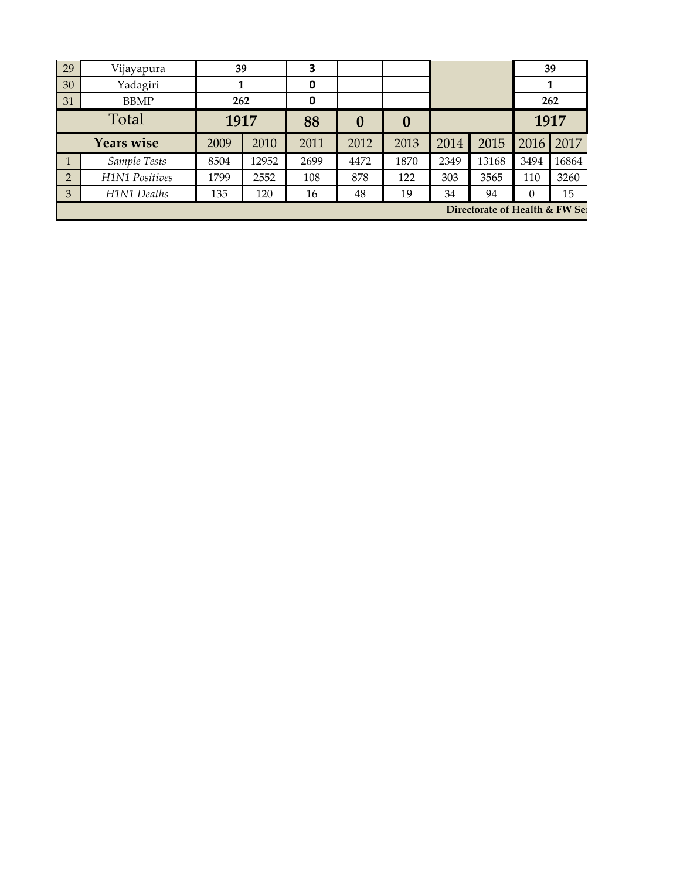| 29 | Vijayapura | 39 | | 3 | | | | | 39 | |
|---|---|---|---|---|---|---|---|---|---|---|
| 30 | Yadagiri | 1 | | 0 | | | | | 1 | |
| 31 | BBMP | 262 | | 0 | | | | | 262 | |
| Total | | 1917 | | 88 | 0 | 0 | | | 1917 | |
| **Years wise** | | 2009 | 2010 | 2011 | 2012 | 2013 | 2014 | 2015 | 2016 | 2017 |
| 1 | *Sample Tests* | 8504 | 12952 | 2699 | 4472 | 1870 | 2349 | 13168 | 3494 | 16864 |
| 2 | *H1N1 Positives* | 1799 | 2552 | 108 | 878 | 122 | 303 | 3565 | 110 | 3260 |
| 3 | *H1N1 Deaths* | 135 | 120 | 16 | 48 | 19 | 34 | 94 | 0 | 15 |

**Directorate of Health & FW Se**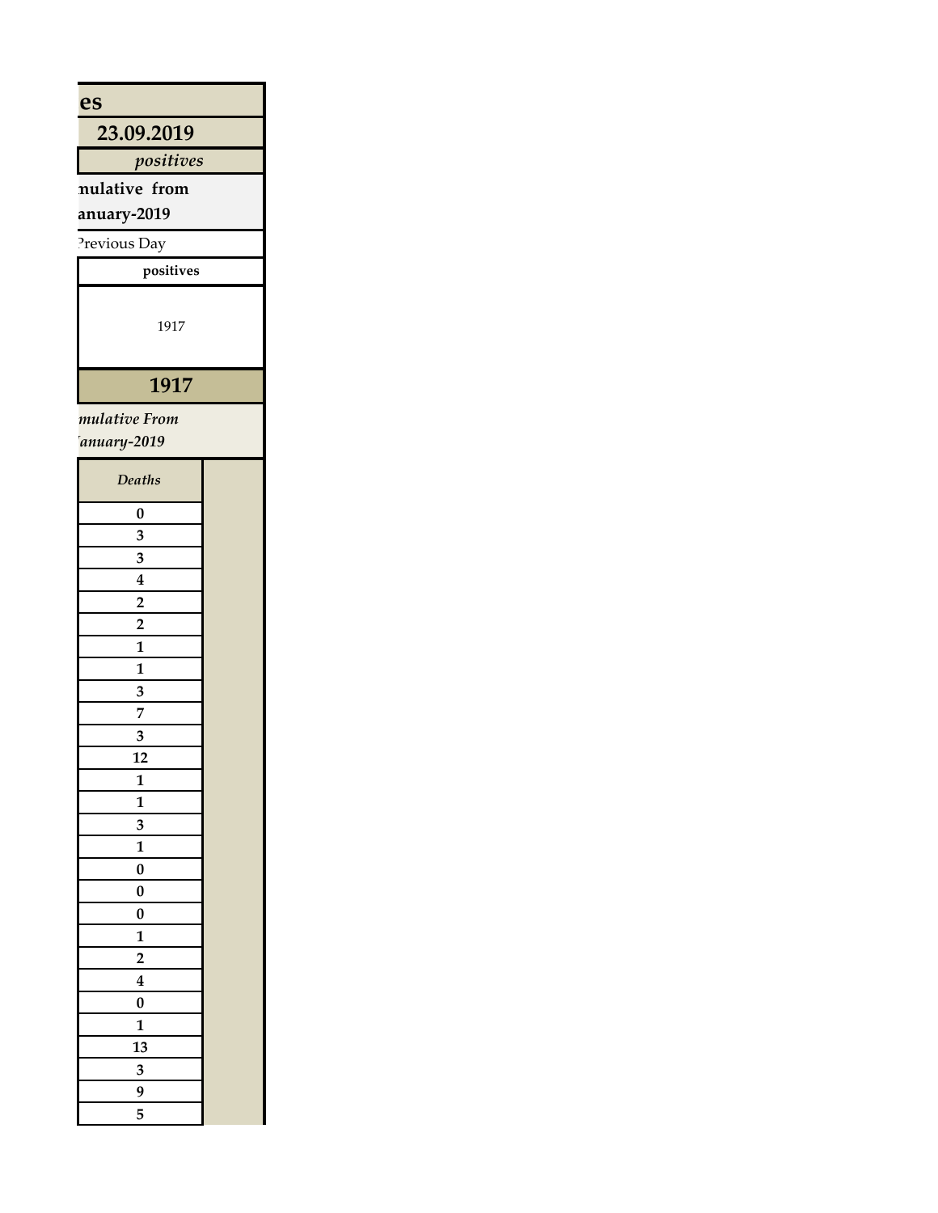| es |
| --- |
| 23.09.2019 |
| *positives* |
| nulative from anuary-2019 |
| Previous Day |
| **positives** |
| 1917 |
| **1917** |
| *mulative From January-2019* |

| *Deaths* | |
| --- | --- |
| **0** | |
| **3** | |
| **3** | |
| **4** | |
| **2** | |
| **2** | |
| **1** | |
| **1** | |
| **3** | |
| **7** | |
| **3** | |
| **12** | |
| **1** | |
| **1** | |
| **3** | |
| **1** | |
| **0** | |
| **0** | |
| **0** | |
| **1** | |
| **2** | |
| **4** | |
| **0** | |
| **1** | |
| **13** | |
| **3** | |
| **9** | |
| **5** | |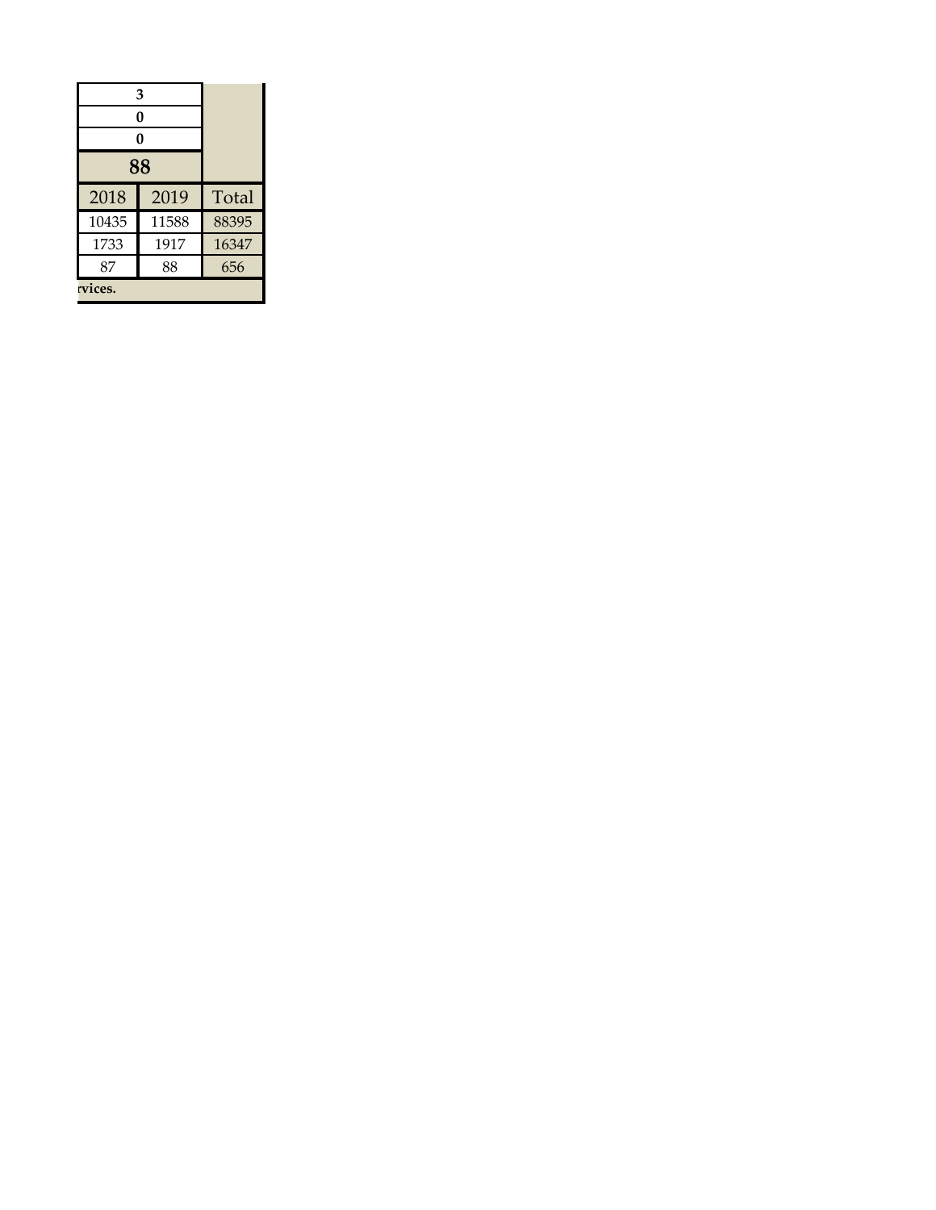| | |
|---|---|
| 3 | |
| 0 | |
| 0 | |
| **88** | |

| 2018 | 2019 | Total |
|---|---|---|
| 10435 | 11588 | 88395 |
| 1733 | 1917 | 16347 |
| 87 | 88 | 656 |

**rvices.**